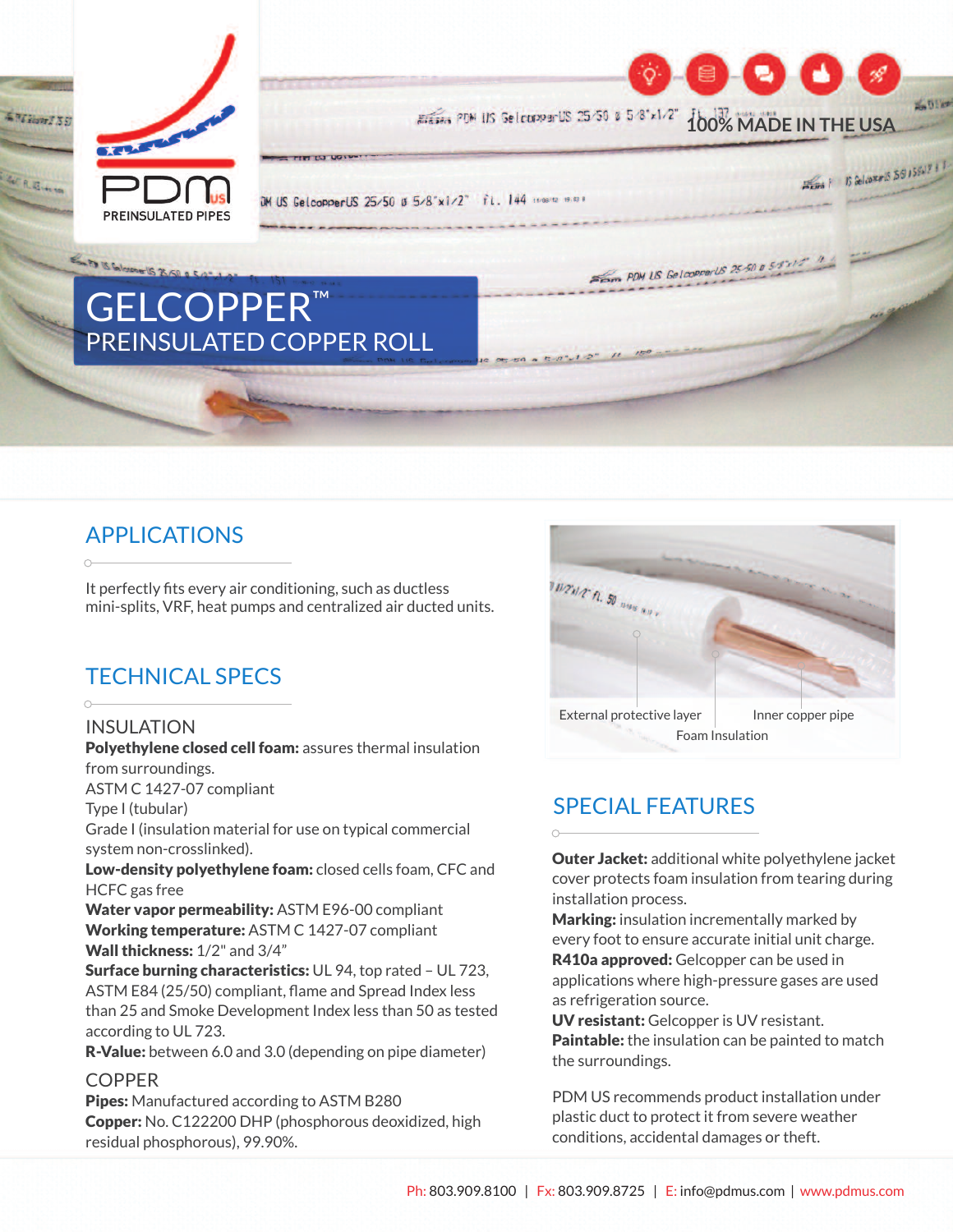PDM US
PREINSULATED PIPES

100% MADE IN THE USA

# GELCOPPER™

## PREINSULATED COPPER ROLL

## APPLICATIONS

It perfectly fits every air conditioning, such as ductless mini-splits, VRF, heat pumps and centralized air ducted units.

## TECHNICAL SPECS

### INSULATION

**Polyethylene closed cell foam:** assures thermal insulation from surroundings.
ASTM C 1427-07 compliant
Type I (tubular)
Grade I (insulation material for use on typical commercial system non-crosslinked).
**Low-density polyethylene foam:** closed cells foam, CFC and HCFC gas free
**Water vapor permeability:** ASTM E96-00 compliant
**Working temperature:** ASTM C 1427-07 compliant
**Wall thickness:** 1/2" and 3/4"
**Surface burning characteristics:** UL 94, top rated – UL 723, ASTM E84 (25/50) compliant, flame and Spread Index less than 25 and Smoke Development Index less than 50 as tested according to UL 723.
**R-Value:** between 6.0 and 3.0 (depending on pipe diameter)

### COPPER

**Pipes:** Manufactured according to ASTM B280
**Copper:** No. C122200 DHP (phosphorous deoxidized, high residual phosphorous), 99.90%.

External protective layer
Inner copper pipe
Foam Insulation

## SPECIAL FEATURES

**Outer Jacket:** additional white polyethylene jacket cover protects foam insulation from tearing during installation process.
**Marking:** insulation incrementally marked by every foot to ensure accurate initial unit charge.
**R410a approved:** Gelcopper can be used in applications where high-pressure gases are used as refrigeration source.
**UV resistant:** Gelcopper is UV resistant.
**Paintable:** the insulation can be painted to match the surroundings.

PDM US recommends product installation under plastic duct to protect it from severe weather conditions, accidental damages or theft.

Ph: 803.909.8100 | Fx: 803.909.8725 | E: info@pdmus.com | www.pdmus.com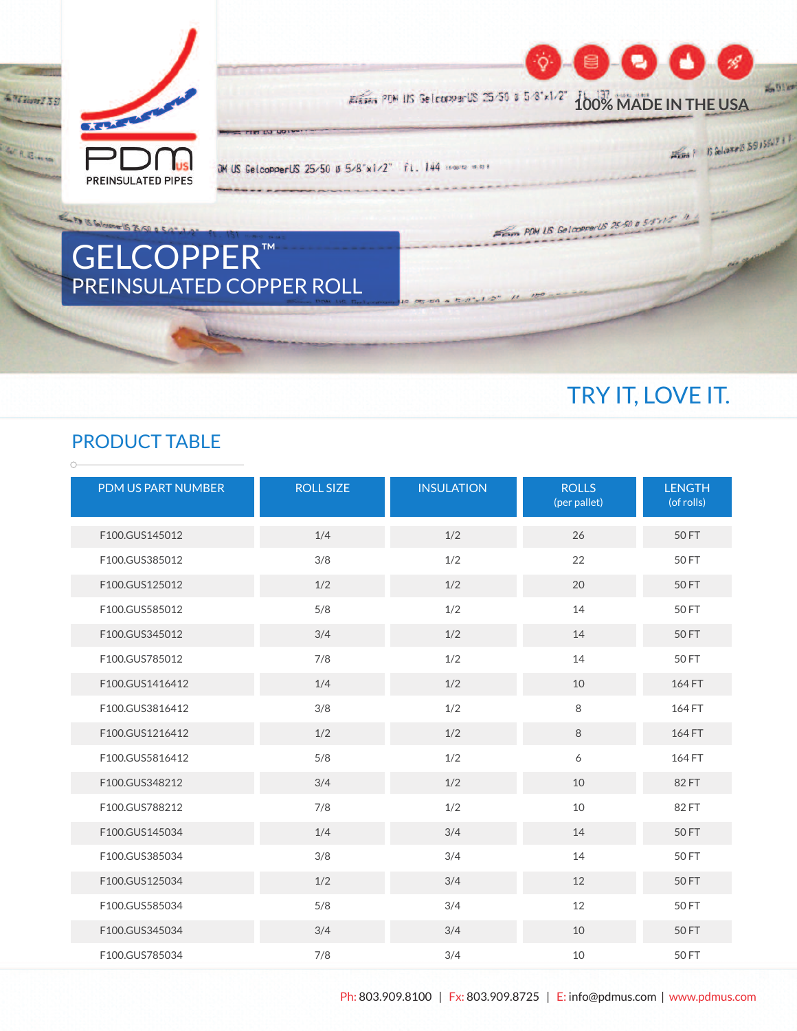PDM US PREINSULATED PIPES

100% MADE IN THE USA

# GELCOPPER™

## PREINSULATED COPPER ROLL

TRY IT, LOVE IT.

## PRODUCT TABLE

| PDM US PART NUMBER | ROLL SIZE | INSULATION | ROLLS (per pallet) | LENGTH (of rolls) |
|---|---|---|---|---|
| F100.GUS145012 | 1/4 | 1/2 | 26 | 50 FT |
| F100.GUS385012 | 3/8 | 1/2 | 22 | 50 FT |
| F100.GUS125012 | 1/2 | 1/2 | 20 | 50 FT |
| F100.GUS585012 | 5/8 | 1/2 | 14 | 50 FT |
| F100.GUS345012 | 3/4 | 1/2 | 14 | 50 FT |
| F100.GUS785012 | 7/8 | 1/2 | 14 | 50 FT |
| F100.GUS1416412 | 1/4 | 1/2 | 10 | 164 FT |
| F100.GUS3816412 | 3/8 | 1/2 | 8 | 164 FT |
| F100.GUS1216412 | 1/2 | 1/2 | 8 | 164 FT |
| F100.GUS5816412 | 5/8 | 1/2 | 6 | 164 FT |
| F100.GUS348212 | 3/4 | 1/2 | 10 | 82 FT |
| F100.GUS788212 | 7/8 | 1/2 | 10 | 82 FT |
| F100.GUS145034 | 1/4 | 3/4 | 14 | 50 FT |
| F100.GUS385034 | 3/8 | 3/4 | 14 | 50 FT |
| F100.GUS125034 | 1/2 | 3/4 | 12 | 50 FT |
| F100.GUS585034 | 5/8 | 3/4 | 12 | 50 FT |
| F100.GUS345034 | 3/4 | 3/4 | 10 | 50 FT |
| F100.GUS785034 | 7/8 | 3/4 | 10 | 50 FT |

Ph: 803.909.8100 | Fx: 803.909.8725 | E: info@pdmus.com | www.pdmus.com